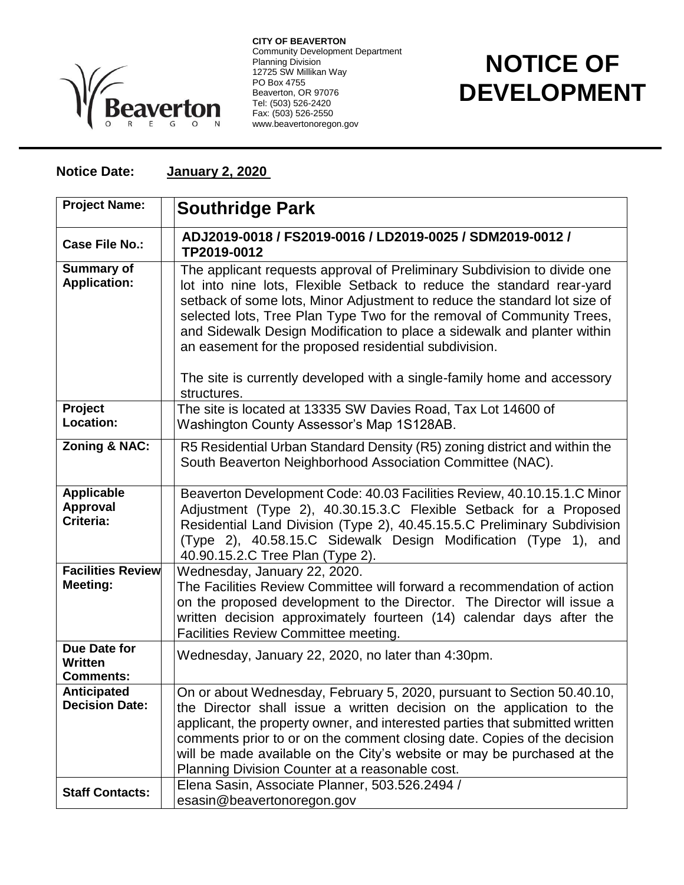**CITY OF BEAVERTON**
Community Development Department
Planning Division
12725 SW Millikan Way
PO Box 4755
Beaverton, OR 97076
Tel: (503) 526-2420
Fax: (503) 526-2550
www.beavertonoregon.gov

# NOTICE OF DEVELOPMENT

**Notice Date:** **January 2, 2020**

| | |
|---|---|
| **Project Name:** | **Southridge Park** |
| **Case File No.:** | **ADJ2019-0018 / FS2019-0016 / LD2019-0025 / SDM2019-0012 / TP2019-0012** |
| **Summary of Application:** | The applicant requests approval of Preliminary Subdivision to divide one lot into nine lots, Flexible Setback to reduce the standard rear-yard setback of some lots, Minor Adjustment to reduce the standard lot size of selected lots, Tree Plan Type Two for the removal of Community Trees, and Sidewalk Design Modification to place a sidewalk and planter within an easement for the proposed residential subdivision.<br><br>The site is currently developed with a single-family home and accessory structures. |
| **Project Location:** | The site is located at 13335 SW Davies Road, Tax Lot 14600 of Washington County Assessor's Map 1S128AB. |
| **Zoning & NAC:** | R5 Residential Urban Standard Density (R5) zoning district and within the South Beaverton Neighborhood Association Committee (NAC). |
| **Applicable Approval Criteria:** | Beaverton Development Code: 40.03 Facilities Review, 40.10.15.1.C Minor Adjustment (Type 2), 40.30.15.3.C Flexible Setback for a Proposed Residential Land Division (Type 2), 40.45.15.5.C Preliminary Subdivision (Type 2), 40.58.15.C Sidewalk Design Modification (Type 1), and 40.90.15.2.C Tree Plan (Type 2). |
| **Facilities Review Meeting:** | Wednesday, January 22, 2020.<br>The Facilities Review Committee will forward a recommendation of action on the proposed development to the Director. The Director will issue a written decision approximately fourteen (14) calendar days after the Facilities Review Committee meeting. |
| **Due Date for Written Comments:** | Wednesday, January 22, 2020, no later than 4:30pm. |
| **Anticipated Decision Date:** | On or about Wednesday, February 5, 2020, pursuant to Section 50.40.10, the Director shall issue a written decision on the application to the applicant, the property owner, and interested parties that submitted written comments prior to or on the comment closing date. Copies of the decision will be made available on the City's website or may be purchased at the Planning Division Counter at a reasonable cost. |
| **Staff Contacts:** | Elena Sasin, Associate Planner, 503.526.2494 / esasin@beavertonoregon.gov |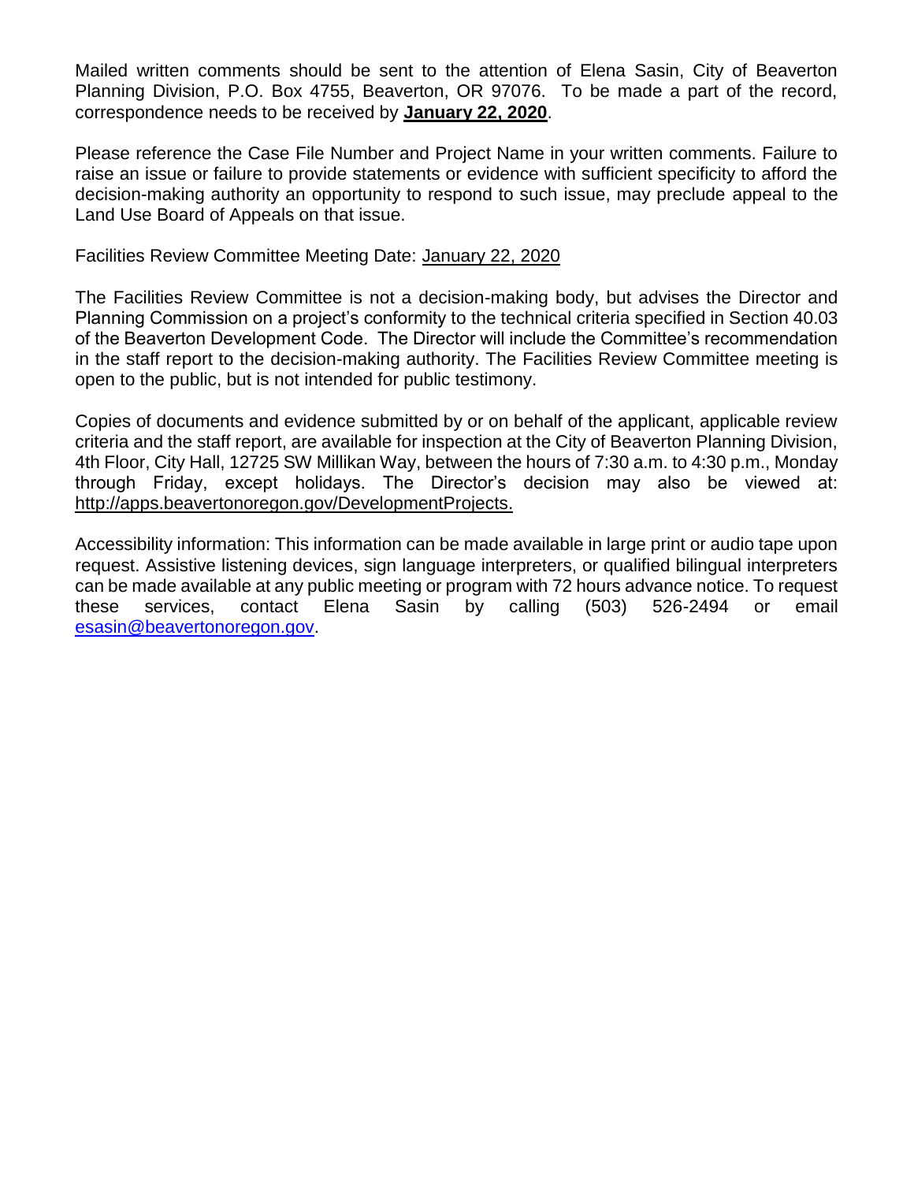Mailed written comments should be sent to the attention of Elena Sasin, City of Beaverton Planning Division, P.O. Box 4755, Beaverton, OR 97076. To be made a part of the record, correspondence needs to be received by **January 22, 2020**.

Please reference the Case File Number and Project Name in your written comments. Failure to raise an issue or failure to provide statements or evidence with sufficient specificity to afford the decision-making authority an opportunity to respond to such issue, may preclude appeal to the Land Use Board of Appeals on that issue.

Facilities Review Committee Meeting Date: January 22, 2020

The Facilities Review Committee is not a decision-making body, but advises the Director and Planning Commission on a project's conformity to the technical criteria specified in Section 40.03 of the Beaverton Development Code. The Director will include the Committee's recommendation in the staff report to the decision-making authority. The Facilities Review Committee meeting is open to the public, but is not intended for public testimony.

Copies of documents and evidence submitted by or on behalf of the applicant, applicable review criteria and the staff report, are available for inspection at the City of Beaverton Planning Division, 4th Floor, City Hall, 12725 SW Millikan Way, between the hours of 7:30 a.m. to 4:30 p.m., Monday through Friday, except holidays. The Director's decision may also be viewed at: http://apps.beavertonoregon.gov/DevelopmentProjects.

Accessibility information: This information can be made available in large print or audio tape upon request. Assistive listening devices, sign language interpreters, or qualified bilingual interpreters can be made available at any public meeting or program with 72 hours advance notice. To request these services, contact Elena Sasin by calling (503) 526-2494 or email esasin@beavertonoregon.gov.